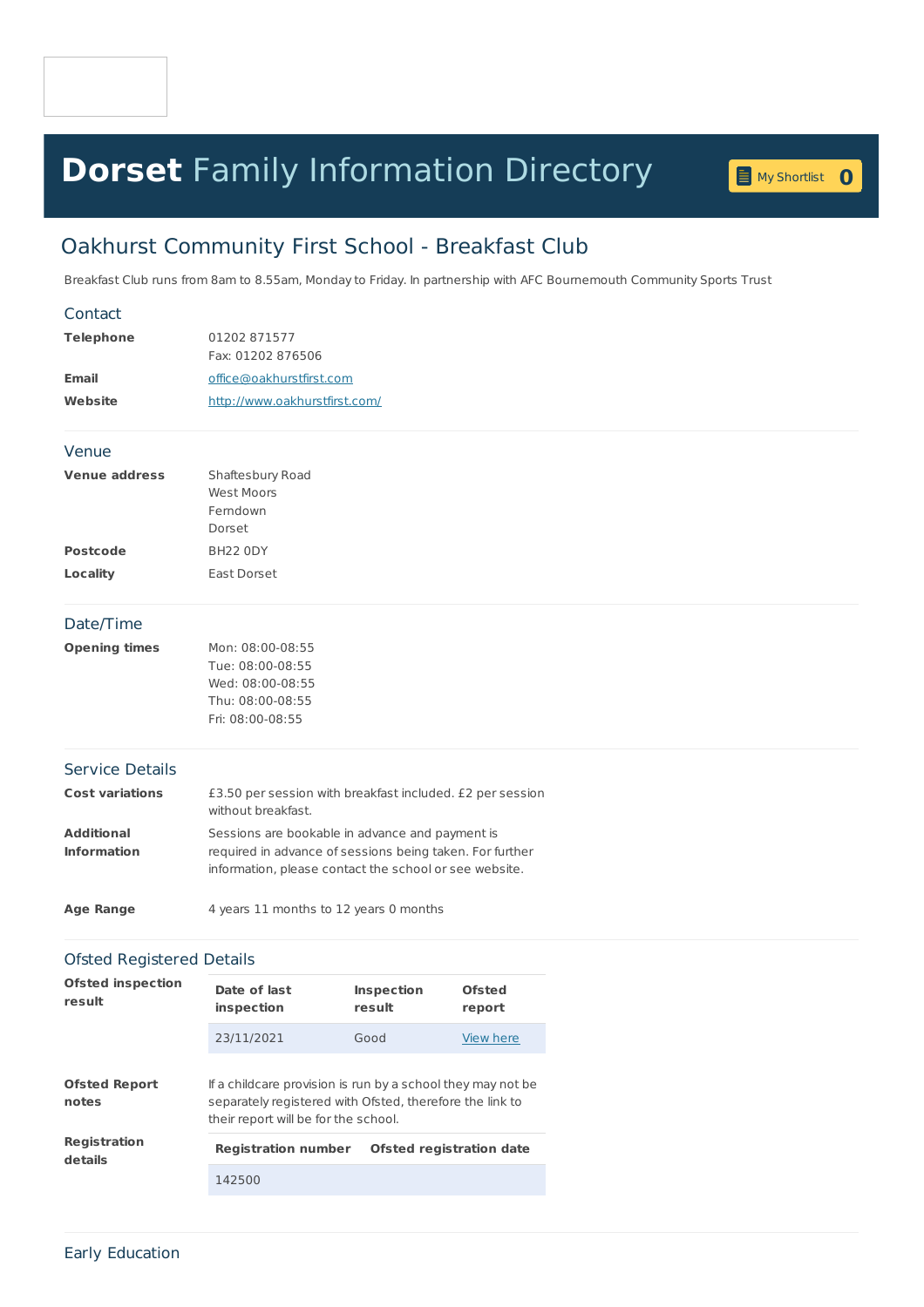# **Dorset** Family Information Directory

My Shortlist 0

## Oakhurst Community First School - Breakfast Club

Breakfast Club runs from 8am to 8.55am, Monday to Friday. In partnership with AFC Bournemouth Community Sports Trust

### Contact

**Telephone**
01202 871577
Fax: 01202 876506

**Email**
office@oakhurstfirst.com

**Website**
http://www.oakhurstfirst.com/

### Venue

**Venue address**
Shaftesbury Road
West Moors
Ferndown
Dorset

**Postcode**
BH22 0DY

**Locality**
East Dorset

### Date/Time

**Opening times**
Mon: 08:00-08:55
Tue: 08:00-08:55
Wed: 08:00-08:55
Thu: 08:00-08:55
Fri: 08:00-08:55

### Service Details

**Cost variations**
£3.50 per session with breakfast included. £2 per session without breakfast.

**Additional Information**
Sessions are bookable in advance and payment is required in advance of sessions being taken. For further information, please contact the school or see website.

**Age Range**
4 years 11 months to 12 years 0 months

### Ofsted Registered Details

**Ofsted inspection result**

| Date of last inspection | Inspection result | Ofsted report |
|---|---|---|
| 23/11/2021 | Good | View here |

**Ofsted Report notes**
If a childcare provision is run by a school they may not be separately registered with Ofsted, therefore the link to their report will be for the school.

**Registration details**

| Registration number | Ofsted registration date |
|---|---|
| 142500 | |

### Early Education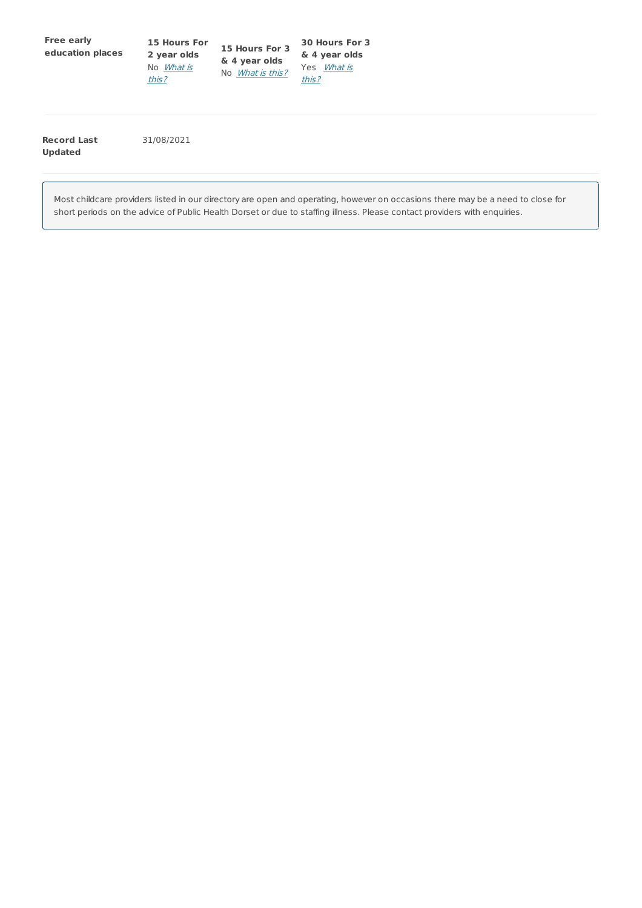| | | | |
|---|---|---|---|
| **Free early education places** | **15 Hours For 2 year olds** No *What is this?* | **15 Hours For 3 & 4 year olds** No *What is this?* | **30 Hours For 3 & 4 year olds** Yes *What is this?* |

| | |
|---|---|
| **Record Last Updated** | 31/08/2021 |

Most childcare providers listed in our directory are open and operating, however on occasions there may be a need to close for short periods on the advice of Public Health Dorset or due to staffing illness. Please contact providers with enquiries.